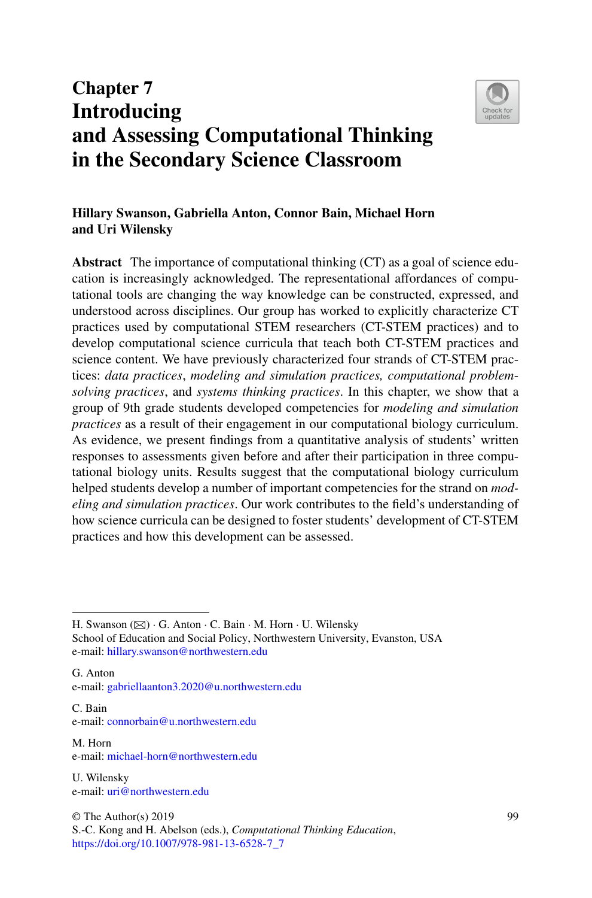# Chapter 7
# Introducing and Assessing Computational Thinking in the Secondary Science Classroom

**Hillary Swanson, Gabriella Anton, Connor Bain, Michael Horn and Uri Wilensky**

**Abstract** The importance of computational thinking (CT) as a goal of science education is increasingly acknowledged. The representational affordances of computational tools are changing the way knowledge can be constructed, expressed, and understood across disciplines. Our group has worked to explicitly characterize CT practices used by computational STEM researchers (CT-STEM practices) and to develop computational science curricula that teach both CT-STEM practices and science content. We have previously characterized four strands of CT-STEM practices: *data practices*, *modeling and simulation practices, computational problem-solving practices*, and *systems thinking practices*. In this chapter, we show that a group of 9th grade students developed competencies for *modeling and simulation practices* as a result of their engagement in our computational biology curriculum. As evidence, we present findings from a quantitative analysis of students' written responses to assessments given before and after their participation in three computational biology units. Results suggest that the computational biology curriculum helped students develop a number of important competencies for the strand on *modeling and simulation practices*. Our work contributes to the field's understanding of how science curricula can be designed to foster students' development of CT-STEM practices and how this development can be assessed.

---

H. Swanson (✉) · G. Anton · C. Bain · M. Horn · U. Wilensky
School of Education and Social Policy, Northwestern University, Evanston, USA
e-mail: hillary.swanson@northwestern.edu

G. Anton
e-mail: gabriellaanton3.2020@u.northwestern.edu

C. Bain
e-mail: connorbain@u.northwestern.edu

M. Horn
e-mail: michael-horn@northwestern.edu

U. Wilensky
e-mail: uri@northwestern.edu

© The Author(s) 2019
S.-C. Kong and H. Abelson (eds.), *Computational Thinking Education*,
https://doi.org/10.1007/978-981-13-6528-7_7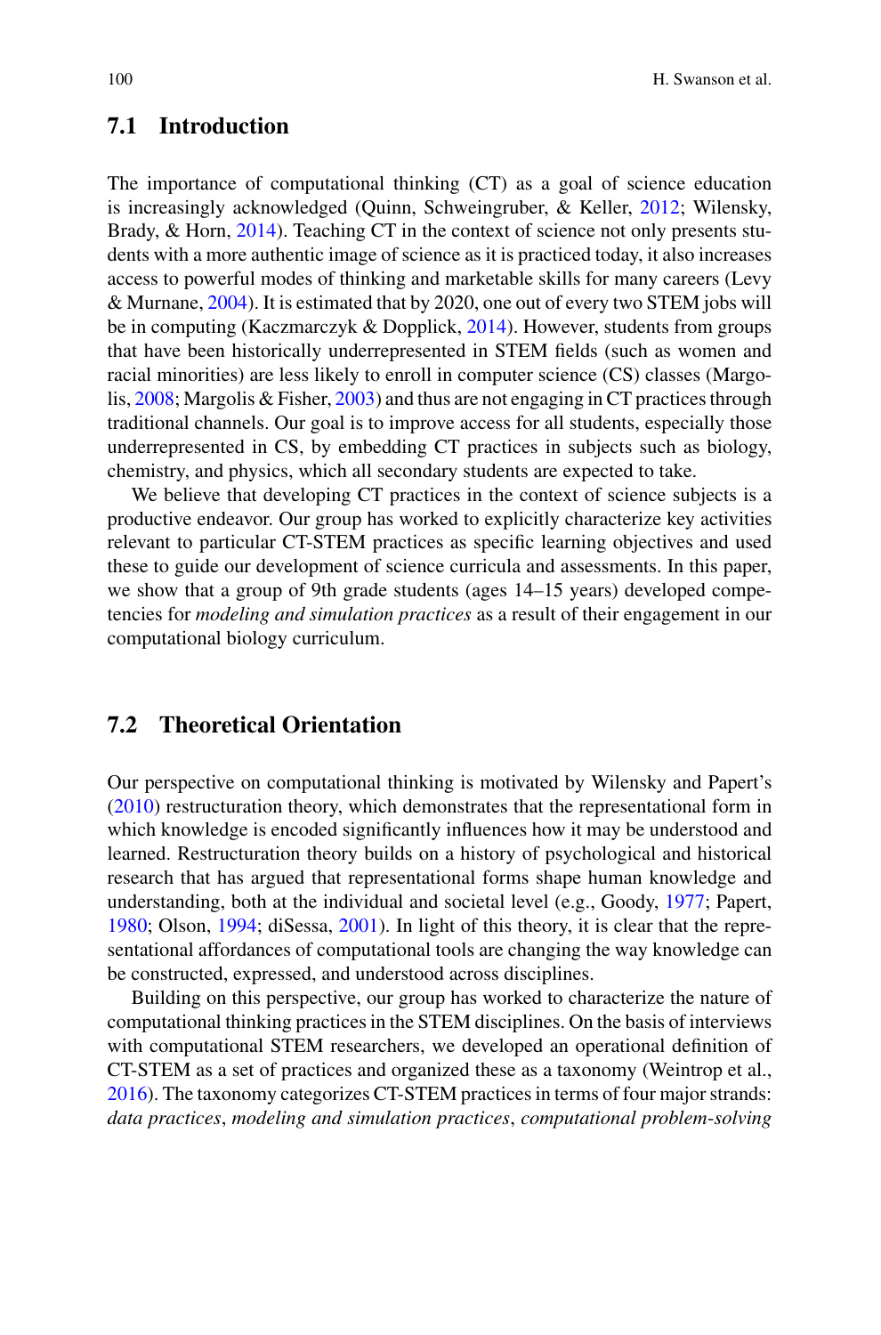## 7.1 Introduction

The importance of computational thinking (CT) as a goal of science education is increasingly acknowledged (Quinn, Schweingruber, & Keller, 2012; Wilensky, Brady, & Horn, 2014). Teaching CT in the context of science not only presents students with a more authentic image of science as it is practiced today, it also increases access to powerful modes of thinking and marketable skills for many careers (Levy & Murnane, 2004). It is estimated that by 2020, one out of every two STEM jobs will be in computing (Kaczmarczyk & Dopplick, 2014). However, students from groups that have been historically underrepresented in STEM fields (such as women and racial minorities) are less likely to enroll in computer science (CS) classes (Margolis, 2008; Margolis & Fisher, 2003) and thus are not engaging in CT practices through traditional channels. Our goal is to improve access for all students, especially those underrepresented in CS, by embedding CT practices in subjects such as biology, chemistry, and physics, which all secondary students are expected to take.

We believe that developing CT practices in the context of science subjects is a productive endeavor. Our group has worked to explicitly characterize key activities relevant to particular CT-STEM practices as specific learning objectives and used these to guide our development of science curricula and assessments. In this paper, we show that a group of 9th grade students (ages 14–15 years) developed competencies for *modeling and simulation practices* as a result of their engagement in our computational biology curriculum.

## 7.2 Theoretical Orientation

Our perspective on computational thinking is motivated by Wilensky and Papert's (2010) restructuration theory, which demonstrates that the representational form in which knowledge is encoded significantly influences how it may be understood and learned. Restructuration theory builds on a history of psychological and historical research that has argued that representational forms shape human knowledge and understanding, both at the individual and societal level (e.g., Goody, 1977; Papert, 1980; Olson, 1994; diSessa, 2001). In light of this theory, it is clear that the representational affordances of computational tools are changing the way knowledge can be constructed, expressed, and understood across disciplines.

Building on this perspective, our group has worked to characterize the nature of computational thinking practices in the STEM disciplines. On the basis of interviews with computational STEM researchers, we developed an operational definition of CT-STEM as a set of practices and organized these as a taxonomy (Weintrop et al., 2016). The taxonomy categorizes CT-STEM practices in terms of four major strands: *data practices*, *modeling and simulation practices*, *computational problem-solving*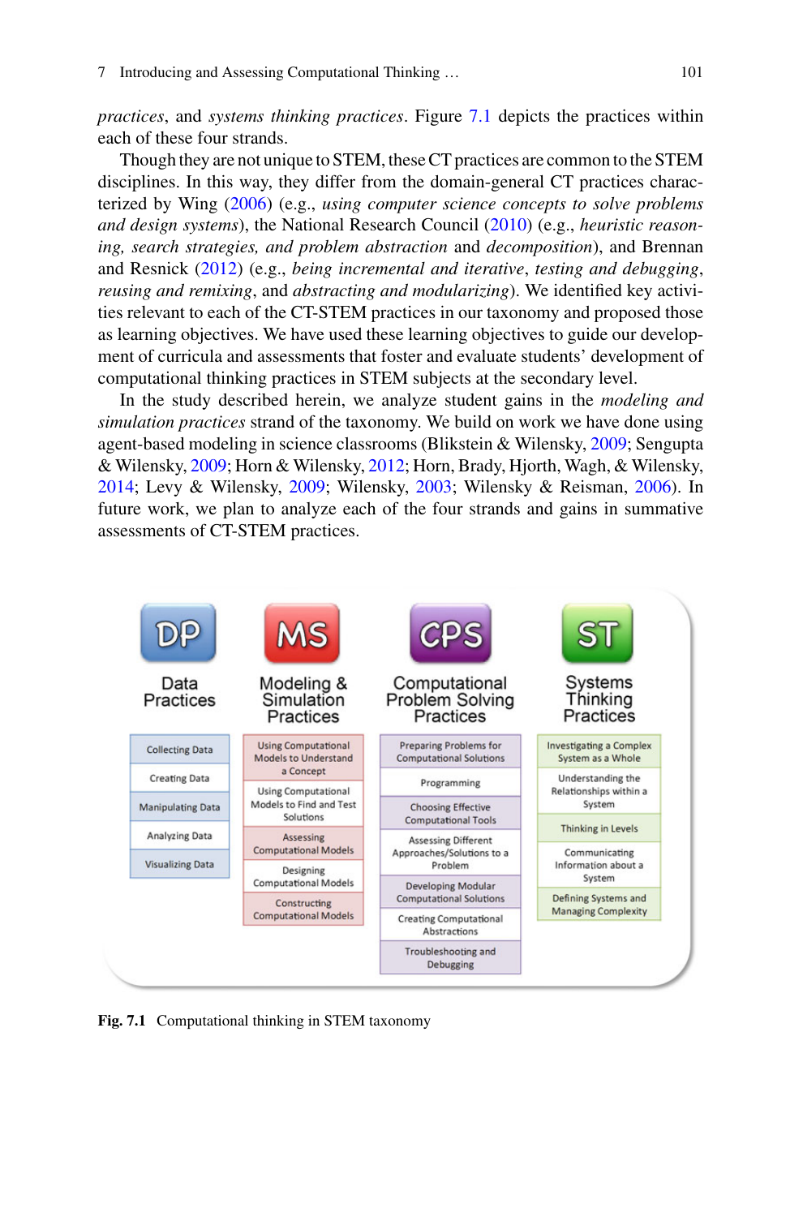*practices*, and *systems thinking practices*. Figure 7.1 depicts the practices within each of these four strands.

Though they are not unique to STEM, these CT practices are common to the STEM disciplines. In this way, they differ from the domain-general CT practices characterized by Wing (2006) (e.g., *using computer science concepts to solve problems and design systems*), the National Research Council (2010) (e.g., *heuristic reasoning, search strategies, and problem abstraction* and *decomposition*), and Brennan and Resnick (2012) (e.g., *being incremental and iterative*, *testing and debugging*, *reusing and remixing*, and *abstracting and modularizing*). We identified key activities relevant to each of the CT-STEM practices in our taxonomy and proposed those as learning objectives. We have used these learning objectives to guide our development of curricula and assessments that foster and evaluate students' development of computational thinking practices in STEM subjects at the secondary level.

In the study described herein, we analyze student gains in the *modeling and simulation practices* strand of the taxonomy. We build on work we have done using agent-based modeling in science classrooms (Blikstein & Wilensky, 2009; Sengupta & Wilensky, 2009; Horn & Wilensky, 2012; Horn, Brady, Hjorth, Wagh, & Wilensky, 2014; Levy & Wilensky, 2009; Wilensky, 2003; Wilensky & Reisman, 2006). In future work, we plan to analyze each of the four strands and gains in summative assessments of CT-STEM practices.

| DP: Data Practices | MS: Modeling & Simulation Practices | CPS: Computational Problem Solving Practices | ST: Systems Thinking Practices |
| --- | --- | --- | --- |
| Collecting Data | Using Computational Models to Understand a Concept | Preparing Problems for Computational Solutions | Investigating a Complex System as a Whole |
| Creating Data | Using Computational Models to Find and Test Solutions | Programming | Understanding the Relationships within a System |
| Manipulating Data | Assessing Computational Models | Choosing Effective Computational Tools | Thinking in Levels |
| Analyzing Data | Designing Computational Models | Assessing Different Approaches/Solutions to a Problem | Communicating Information about a System |
| Visualizing Data | Constructing Computational Models | Developing Modular Computational Solutions | Defining Systems and Managing Complexity |
| | | Creating Computational Abstractions | |
| | | Troubleshooting and Debugging | |

**Fig. 7.1** Computational thinking in STEM taxonomy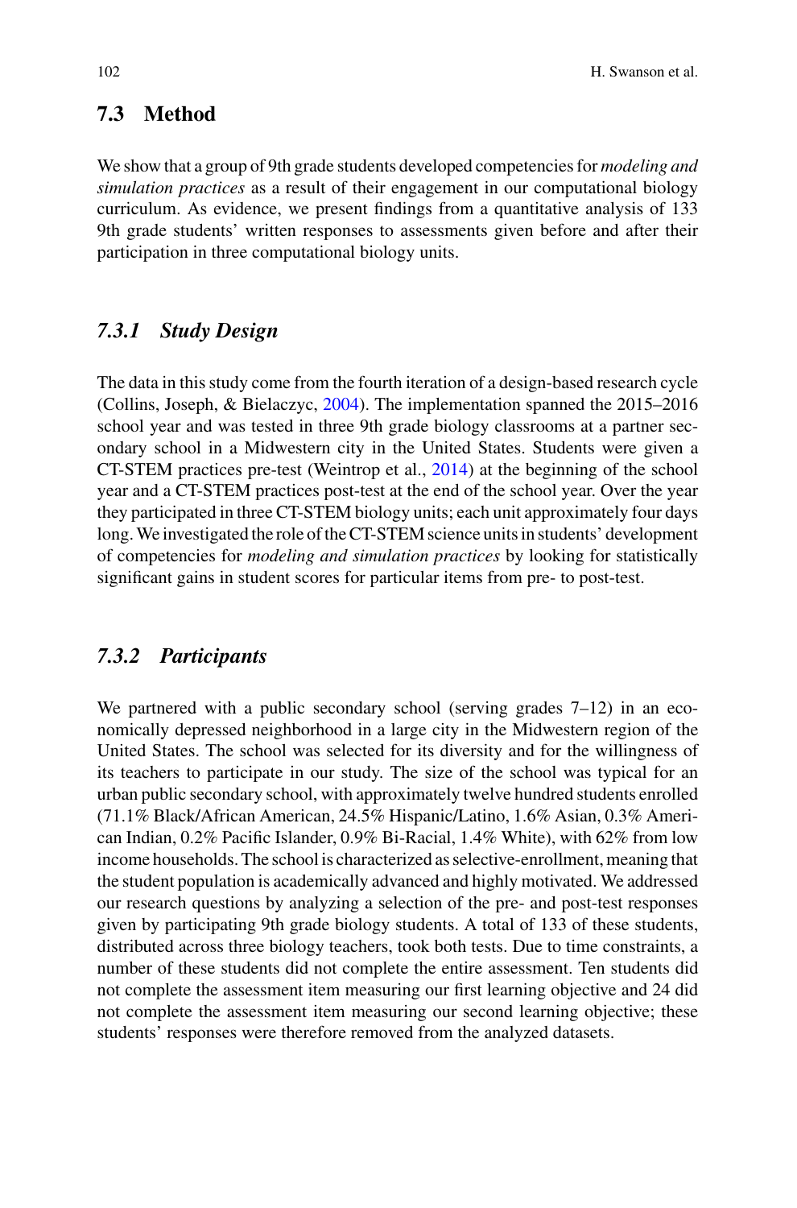## 7.3 Method

We show that a group of 9th grade students developed competencies for *modeling and simulation practices* as a result of their engagement in our computational biology curriculum. As evidence, we present findings from a quantitative analysis of 133 9th grade students' written responses to assessments given before and after their participation in three computational biology units.

### *7.3.1 Study Design*

The data in this study come from the fourth iteration of a design-based research cycle (Collins, Joseph, & Bielaczyc, 2004). The implementation spanned the 2015–2016 school year and was tested in three 9th grade biology classrooms at a partner secondary school in a Midwestern city in the United States. Students were given a CT-STEM practices pre-test (Weintrop et al., 2014) at the beginning of the school year and a CT-STEM practices post-test at the end of the school year. Over the year they participated in three CT-STEM biology units; each unit approximately four days long. We investigated the role of the CT-STEM science units in students' development of competencies for *modeling and simulation practices* by looking for statistically significant gains in student scores for particular items from pre- to post-test.

### *7.3.2 Participants*

We partnered with a public secondary school (serving grades 7–12) in an economically depressed neighborhood in a large city in the Midwestern region of the United States. The school was selected for its diversity and for the willingness of its teachers to participate in our study. The size of the school was typical for an urban public secondary school, with approximately twelve hundred students enrolled (71.1% Black/African American, 24.5% Hispanic/Latino, 1.6% Asian, 0.3% American Indian, 0.2% Pacific Islander, 0.9% Bi-Racial, 1.4% White), with 62% from low income households. The school is characterized as selective-enrollment, meaning that the student population is academically advanced and highly motivated. We addressed our research questions by analyzing a selection of the pre- and post-test responses given by participating 9th grade biology students. A total of 133 of these students, distributed across three biology teachers, took both tests. Due to time constraints, a number of these students did not complete the entire assessment. Ten students did not complete the assessment item measuring our first learning objective and 24 did not complete the assessment item measuring our second learning objective; these students' responses were therefore removed from the analyzed datasets.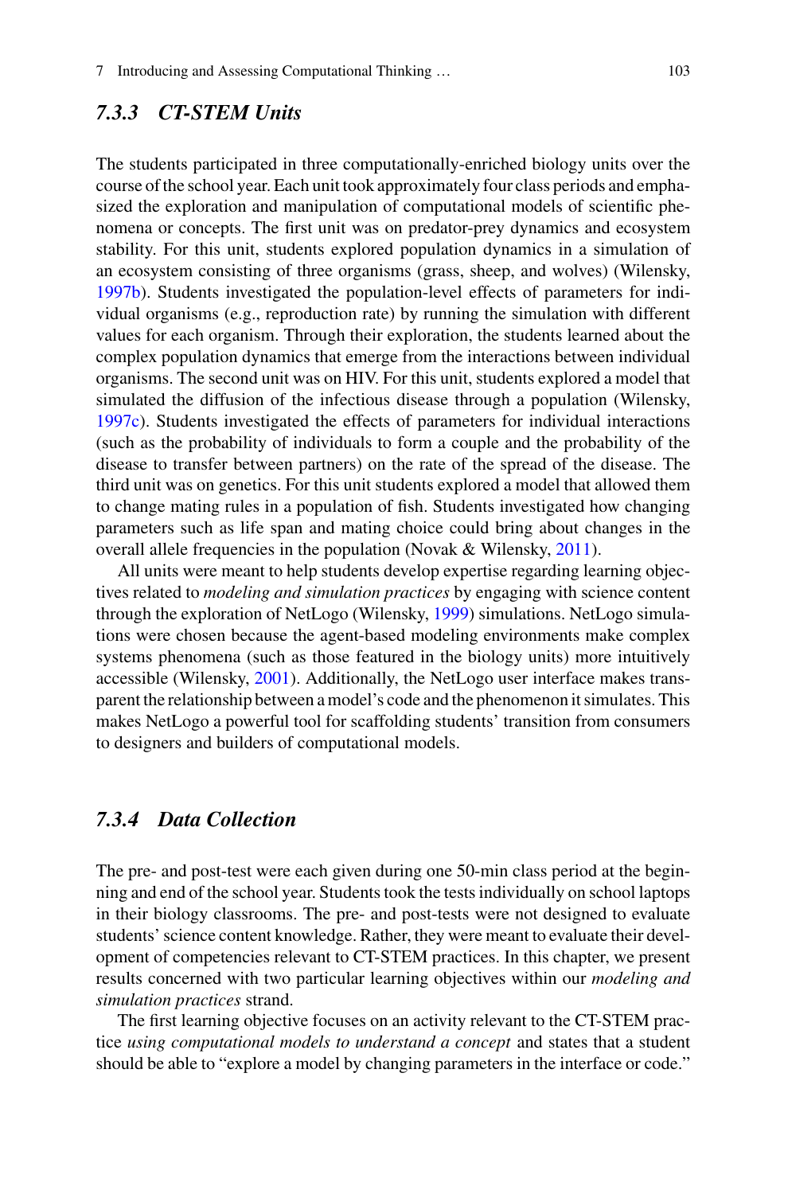### 7.3.3 CT-STEM Units

The students participated in three computationally-enriched biology units over the course of the school year. Each unit took approximately four class periods and emphasized the exploration and manipulation of computational models of scientific phenomena or concepts. The first unit was on predator-prey dynamics and ecosystem stability. For this unit, students explored population dynamics in a simulation of an ecosystem consisting of three organisms (grass, sheep, and wolves) (Wilensky, 1997b). Students investigated the population-level effects of parameters for individual organisms (e.g., reproduction rate) by running the simulation with different values for each organism. Through their exploration, the students learned about the complex population dynamics that emerge from the interactions between individual organisms. The second unit was on HIV. For this unit, students explored a model that simulated the diffusion of the infectious disease through a population (Wilensky, 1997c). Students investigated the effects of parameters for individual interactions (such as the probability of individuals to form a couple and the probability of the disease to transfer between partners) on the rate of the spread of the disease. The third unit was on genetics. For this unit students explored a model that allowed them to change mating rules in a population of fish. Students investigated how changing parameters such as life span and mating choice could bring about changes in the overall allele frequencies in the population (Novak & Wilensky, 2011).

All units were meant to help students develop expertise regarding learning objectives related to *modeling and simulation practices* by engaging with science content through the exploration of NetLogo (Wilensky, 1999) simulations. NetLogo simulations were chosen because the agent-based modeling environments make complex systems phenomena (such as those featured in the biology units) more intuitively accessible (Wilensky, 2001). Additionally, the NetLogo user interface makes transparent the relationship between a model's code and the phenomenon it simulates. This makes NetLogo a powerful tool for scaffolding students' transition from consumers to designers and builders of computational models.

### 7.3.4 Data Collection

The pre- and post-test were each given during one 50-min class period at the beginning and end of the school year. Students took the tests individually on school laptops in their biology classrooms. The pre- and post-tests were not designed to evaluate students' science content knowledge. Rather, they were meant to evaluate their development of competencies relevant to CT-STEM practices. In this chapter, we present results concerned with two particular learning objectives within our *modeling and simulation practices* strand.

The first learning objective focuses on an activity relevant to the CT-STEM practice *using computational models to understand a concept* and states that a student should be able to "explore a model by changing parameters in the interface or code."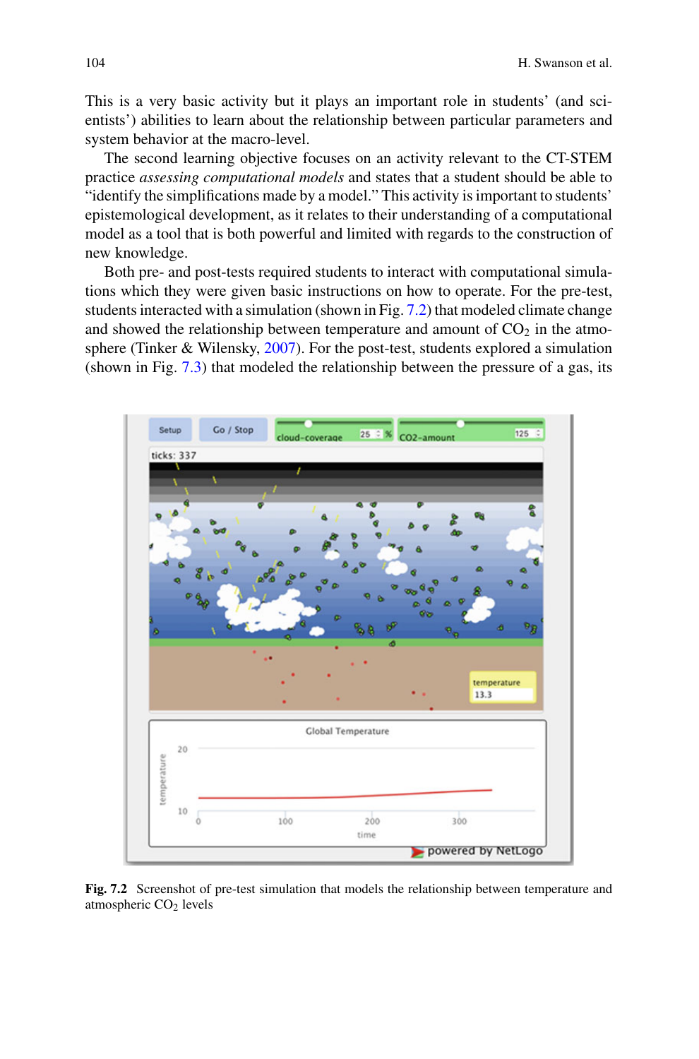This is a very basic activity but it plays an important role in students' (and scientists') abilities to learn about the relationship between particular parameters and system behavior at the macro-level.

The second learning objective focuses on an activity relevant to the CT-STEM practice *assessing computational models* and states that a student should be able to "identify the simplifications made by a model." This activity is important to students' epistemological development, as it relates to their understanding of a computational model as a tool that is both powerful and limited with regards to the construction of new knowledge.

Both pre- and post-tests required students to interact with computational simulations which they were given basic instructions on how to operate. For the pre-test, students interacted with a simulation (shown in Fig. 7.2) that modeled climate change and showed the relationship between temperature and amount of $CO_2$ in the atmosphere (Tinker & Wilensky, 2007). For the post-test, students explored a simulation (shown in Fig. 7.3) that modeled the relationship between the pressure of a gas, its

**Fig. 7.2** Screenshot of pre-test simulation that models the relationship between temperature and atmospheric $CO_2$ levels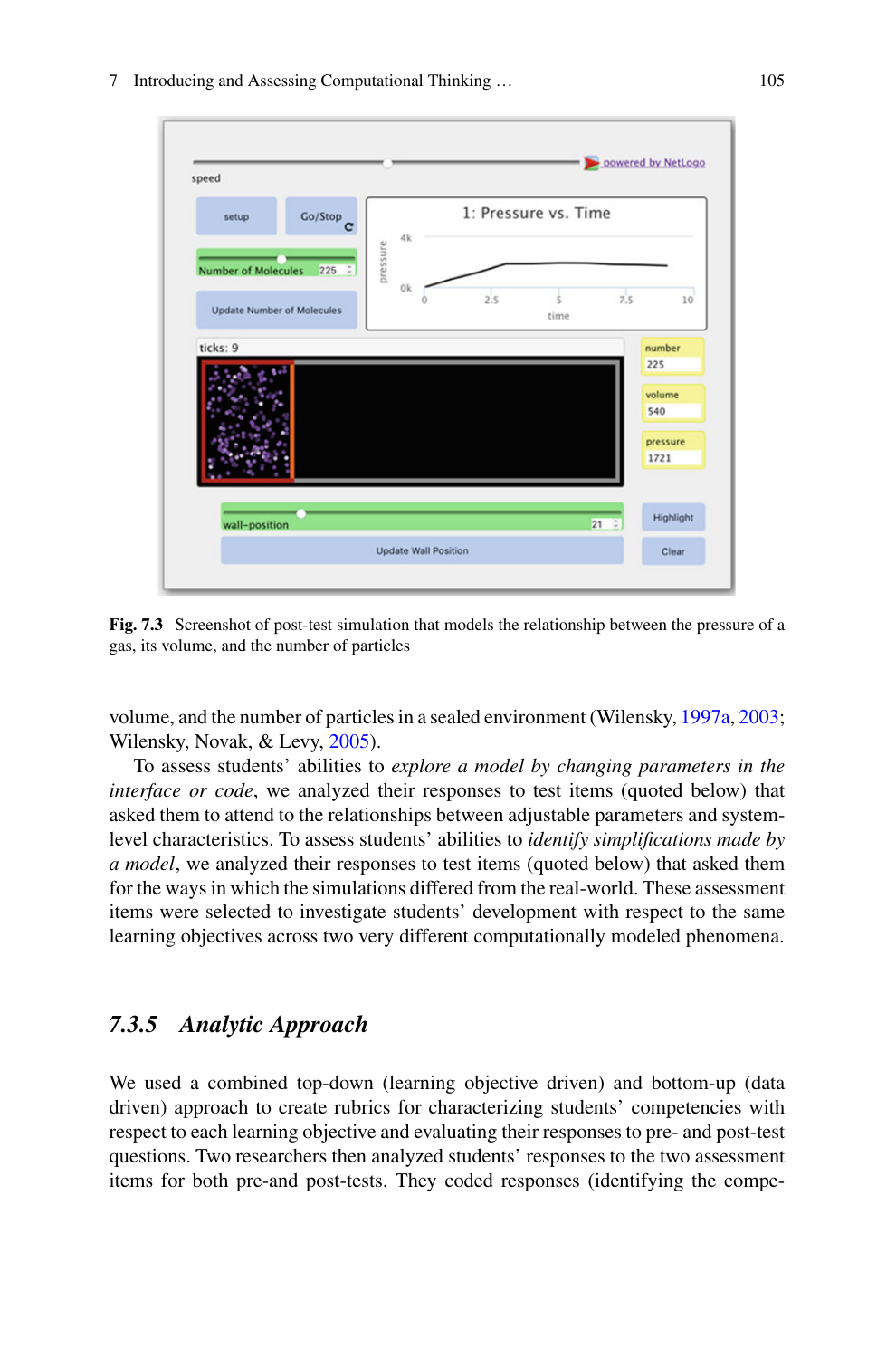Fig. 7.3 Screenshot of post-test simulation that models the relationship between the pressure of a gas, its volume, and the number of particles

volume, and the number of particles in a sealed environment (Wilensky, 1997a, 2003; Wilensky, Novak, & Levy, 2005).

To assess students' abilities to *explore a model by changing parameters in the interface or code*, we analyzed their responses to test items (quoted below) that asked them to attend to the relationships between adjustable parameters and system-level characteristics. To assess students' abilities to *identify simplifications made by a model*, we analyzed their responses to test items (quoted below) that asked them for the ways in which the simulations differed from the real-world. These assessment items were selected to investigate students' development with respect to the same learning objectives across two very different computationally modeled phenomena.

### 7.3.5 Analytic Approach

We used a combined top-down (learning objective driven) and bottom-up (data driven) approach to create rubrics for characterizing students' competencies with respect to each learning objective and evaluating their responses to pre- and post-test questions. Two researchers then analyzed students' responses to the two assessment items for both pre-and post-tests. They coded responses (identifying the compe-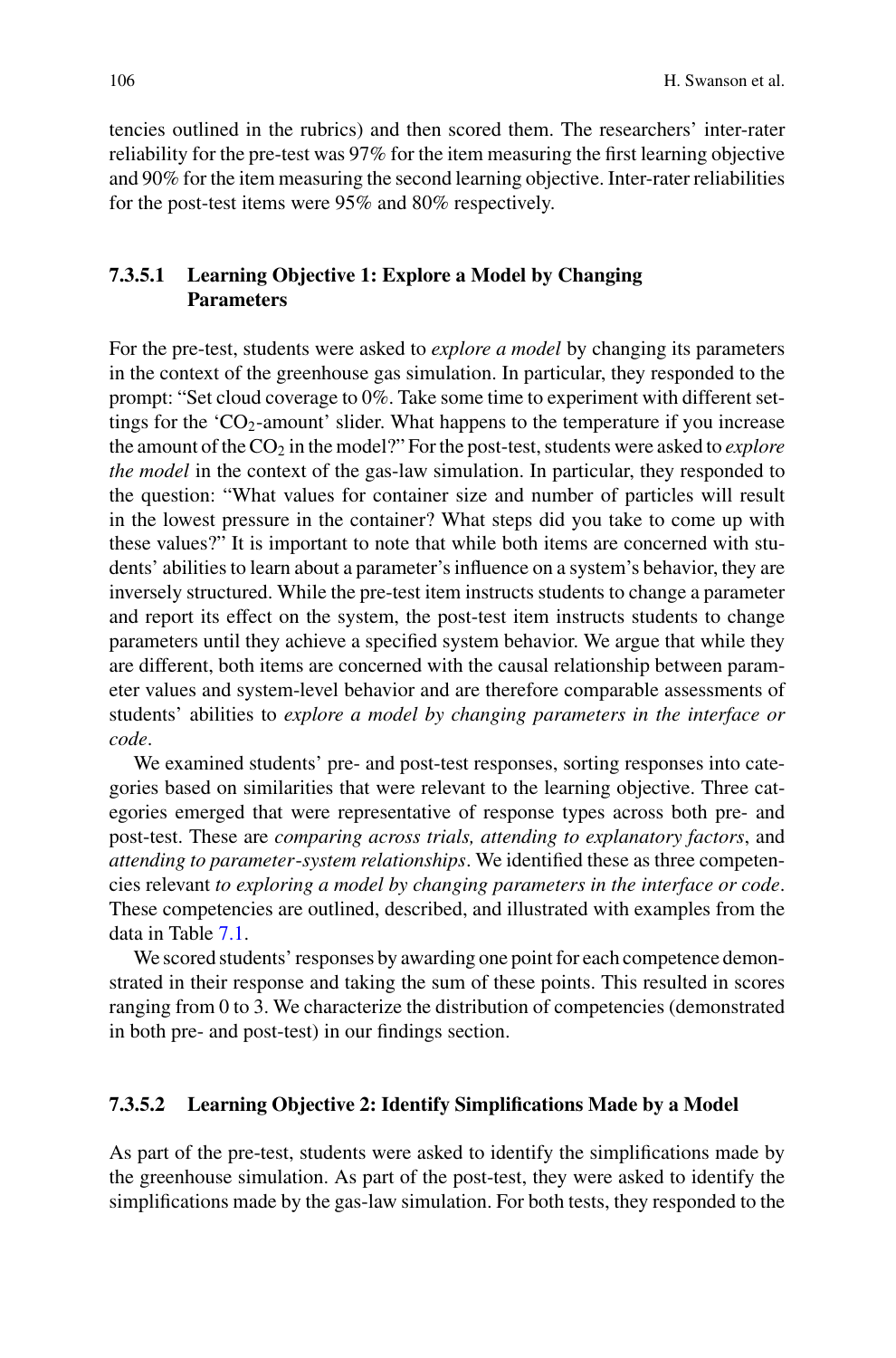tencies outlined in the rubrics) and then scored them. The researchers' inter-rater reliability for the pre-test was 97% for the item measuring the first learning objective and 90% for the item measuring the second learning objective. Inter-rater reliabilities for the post-test items were 95% and 80% respectively.

#### 7.3.5.1 Learning Objective 1: Explore a Model by Changing Parameters

For the pre-test, students were asked to *explore a model* by changing its parameters in the context of the greenhouse gas simulation. In particular, they responded to the prompt: "Set cloud coverage to 0%. Take some time to experiment with different settings for the '$CO_2$-amount' slider. What happens to the temperature if you increase the amount of the $CO_2$ in the model?" For the post-test, students were asked to *explore the model* in the context of the gas-law simulation. In particular, they responded to the question: "What values for container size and number of particles will result in the lowest pressure in the container? What steps did you take to come up with these values?" It is important to note that while both items are concerned with students' abilities to learn about a parameter's influence on a system's behavior, they are inversely structured. While the pre-test item instructs students to change a parameter and report its effect on the system, the post-test item instructs students to change parameters until they achieve a specified system behavior. We argue that while they are different, both items are concerned with the causal relationship between parameter values and system-level behavior and are therefore comparable assessments of students' abilities to *explore a model by changing parameters in the interface or code*.

We examined students' pre- and post-test responses, sorting responses into categories based on similarities that were relevant to the learning objective. Three categories emerged that were representative of response types across both pre- and post-test. These are *comparing across trials, attending to explanatory factors*, and *attending to parameter-system relationships*. We identified these as three competencies relevant *to exploring a model by changing parameters in the interface or code*. These competencies are outlined, described, and illustrated with examples from the data in Table 7.1.

We scored students' responses by awarding one point for each competence demonstrated in their response and taking the sum of these points. This resulted in scores ranging from 0 to 3. We characterize the distribution of competencies (demonstrated in both pre- and post-test) in our findings section.

#### 7.3.5.2 Learning Objective 2: Identify Simplifications Made by a Model

As part of the pre-test, students were asked to identify the simplifications made by the greenhouse simulation. As part of the post-test, they were asked to identify the simplifications made by the gas-law simulation. For both tests, they responded to the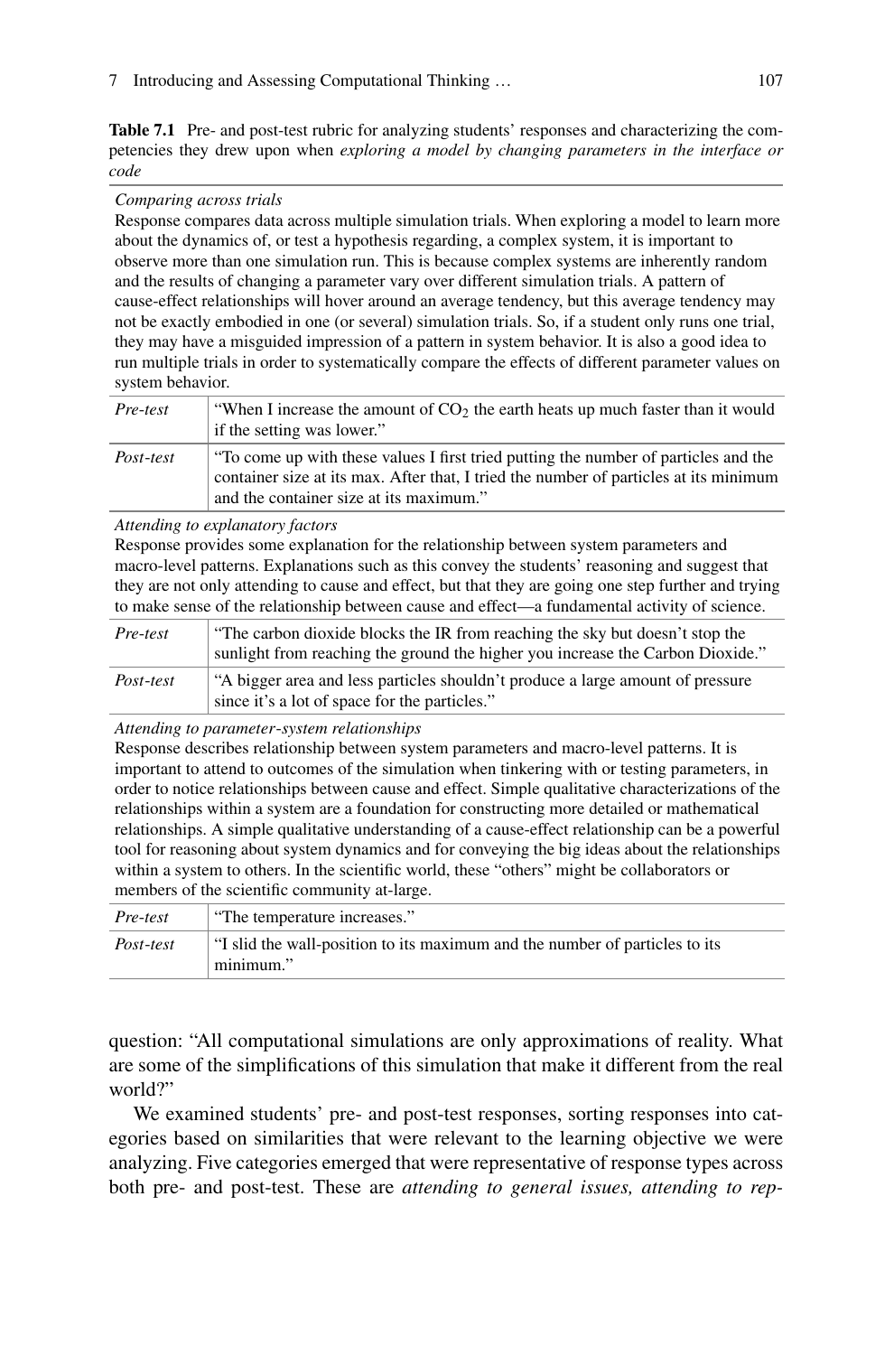**Table 7.1** Pre- and post-test rubric for analyzing students' responses and characterizing the competencies they drew upon when *exploring a model by changing parameters in the interface or code*

| | |
|---|---|
| *Comparing across trials* Response compares data across multiple simulation trials. When exploring a model to learn more about the dynamics of, or test a hypothesis regarding, a complex system, it is important to observe more than one simulation run. This is because complex systems are inherently random and the results of changing a parameter vary over different simulation trials. A pattern of cause-effect relationships will hover around an average tendency, but this average tendency may not be exactly embodied in one (or several) simulation trials. So, if a student only runs one trial, they may have a misguided impression of a pattern in system behavior. It is also a good idea to run multiple trials in order to systematically compare the effects of different parameter values on system behavior. | |
| *Pre-test* | "When I increase the amount of $CO_2$ the earth heats up much faster than it would if the setting was lower." |
| *Post-test* | "To come up with these values I first tried putting the number of particles and the container size at its max. After that, I tried the number of particles at its minimum and the container size at its maximum." |
| *Attending to explanatory factors* Response provides some explanation for the relationship between system parameters and macro-level patterns. Explanations such as this convey the students' reasoning and suggest that they are not only attending to cause and effect, but that they are going one step further and trying to make sense of the relationship between cause and effect—a fundamental activity of science. | |
| *Pre-test* | "The carbon dioxide blocks the IR from reaching the sky but doesn't stop the sunlight from reaching the ground the higher you increase the Carbon Dioxide." |
| *Post-test* | "A bigger area and less particles shouldn't produce a large amount of pressure since it's a lot of space for the particles." |
| *Attending to parameter-system relationships* Response describes relationship between system parameters and macro-level patterns. It is important to attend to outcomes of the simulation when tinkering with or testing parameters, in order to notice relationships between cause and effect. Simple qualitative characterizations of the relationships within a system are a foundation for constructing more detailed or mathematical relationships. A simple qualitative understanding of a cause-effect relationship can be a powerful tool for reasoning about system dynamics and for conveying the big ideas about the relationships within a system to others. In the scientific world, these "others" might be collaborators or members of the scientific community at-large. | |
| *Pre-test* | "The temperature increases." |
| *Post-test* | "I slid the wall-position to its maximum and the number of particles to its minimum." |

question: "All computational simulations are only approximations of reality. What are some of the simplifications of this simulation that make it different from the real world?"

We examined students' pre- and post-test responses, sorting responses into categories based on similarities that were relevant to the learning objective we were analyzing. Five categories emerged that were representative of response types across both pre- and post-test. These are *attending to general issues, attending to rep-*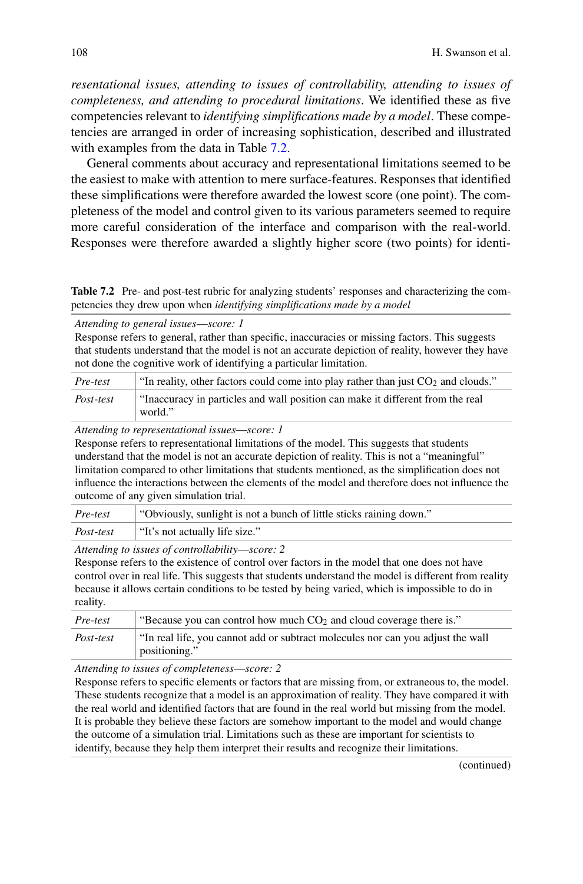*resentational issues, attending to issues of controllability, attending to issues of completeness, and attending to procedural limitations*. We identified these as five competencies relevant to *identifying simplifications made by a model*. These competencies are arranged in order of increasing sophistication, described and illustrated with examples from the data in Table 7.2.

General comments about accuracy and representational limitations seemed to be the easiest to make with attention to mere surface-features. Responses that identified these simplifications were therefore awarded the lowest score (one point). The completeness of the model and control given to its various parameters seemed to require more careful consideration of the interface and comparison with the real-world. Responses were therefore awarded a slightly higher score (two points) for identi-

**Table 7.2** Pre- and post-test rubric for analyzing students' responses and characterizing the competencies they drew upon when *identifying simplifications made by a model*

| | |
|---|---|
| *Attending to general issues—score: 1*<br>Response refers to general, rather than specific, inaccuracies or missing factors. This suggests that students understand that the model is not an accurate depiction of reality, however they have not done the cognitive work of identifying a particular limitation. | |
| *Pre-test* | "In reality, other factors could come into play rather than just $CO_2$ and clouds." |
| *Post-test* | "Inaccuracy in particles and wall position can make it different from the real world." |
| *Attending to representational issues—score: 1*<br>Response refers to representational limitations of the model. This suggests that students understand that the model is not an accurate depiction of reality. This is not a "meaningful" limitation compared to other limitations that students mentioned, as the simplification does not influence the interactions between the elements of the model and therefore does not influence the outcome of any given simulation trial. | |
| *Pre-test* | "Obviously, sunlight is not a bunch of little sticks raining down." |
| *Post-test* | "It's not actually life size." |
| *Attending to issues of controllability—score: 2*<br>Response refers to the existence of control over factors in the model that one does not have control over in real life. This suggests that students understand the model is different from reality because it allows certain conditions to be tested by being varied, which is impossible to do in reality. | |
| *Pre-test* | "Because you can control how much $CO_2$ and cloud coverage there is." |
| *Post-test* | "In real life, you cannot add or subtract molecules nor can you adjust the wall positioning." |
| *Attending to issues of completeness—score: 2*<br>Response refers to specific elements or factors that are missing from, or extraneous to, the model. These students recognize that a model is an approximation of reality. They have compared it with the real world and identified factors that are found in the real world but missing from the model. It is probable they believe these factors are somehow important to the model and would change the outcome of a simulation trial. Limitations such as these are important for scientists to identify, because they help them interpret their results and recognize their limitations. | |

(continued)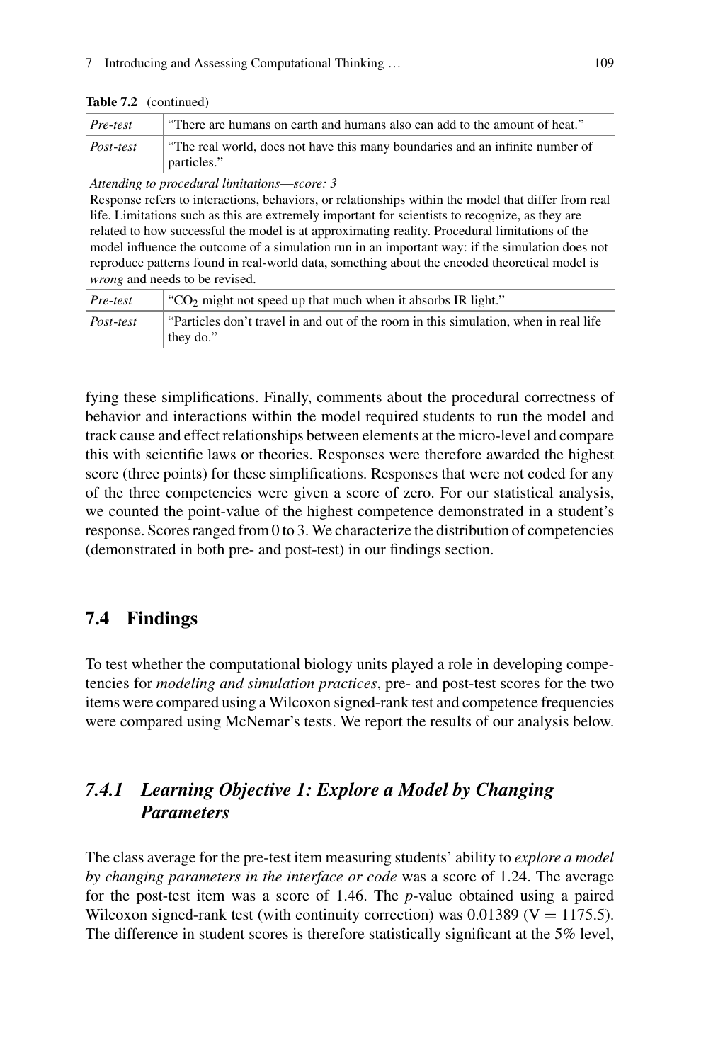**Table 7.2** (continued)

| | |
|---|---|
| *Pre-test* | "There are humans on earth and humans also can add to the amount of heat." |
| *Post-test* | "The real world, does not have this many boundaries and an infinite number of particles." |
| *Attending to procedural limitations—score: 3*<br>Response refers to interactions, behaviors, or relationships within the model that differ from real life. Limitations such as this are extremely important for scientists to recognize, as they are related to how successful the model is at approximating reality. Procedural limitations of the model influence the outcome of a simulation run in an important way: if the simulation does not reproduce patterns found in real-world data, something about the encoded theoretical model is *wrong* and needs to be revised. | |
| *Pre-test* | "$CO_2$ might not speed up that much when it absorbs IR light." |
| *Post-test* | "Particles don't travel in and out of the room in this simulation, when in real life they do." |

fying these simplifications. Finally, comments about the procedural correctness of behavior and interactions within the model required students to run the model and track cause and effect relationships between elements at the micro-level and compare this with scientific laws or theories. Responses were therefore awarded the highest score (three points) for these simplifications. Responses that were not coded for any of the three competencies were given a score of zero. For our statistical analysis, we counted the point-value of the highest competence demonstrated in a student's response. Scores ranged from 0 to 3. We characterize the distribution of competencies (demonstrated in both pre- and post-test) in our findings section.

## 7.4 Findings

To test whether the computational biology units played a role in developing competencies for *modeling and simulation practices*, pre- and post-test scores for the two items were compared using a Wilcoxon signed-rank test and competence frequencies were compared using McNemar's tests. We report the results of our analysis below.

### 7.4.1 Learning Objective 1: Explore a Model by Changing Parameters

The class average for the pre-test item measuring students' ability to *explore a model by changing parameters in the interface or code* was a score of 1.24. The average for the post-test item was a score of 1.46. The *p*-value obtained using a paired Wilcoxon signed-rank test (with continuity correction) was 0.01389 ($V = 1175.5$). The difference in student scores is therefore statistically significant at the 5% level,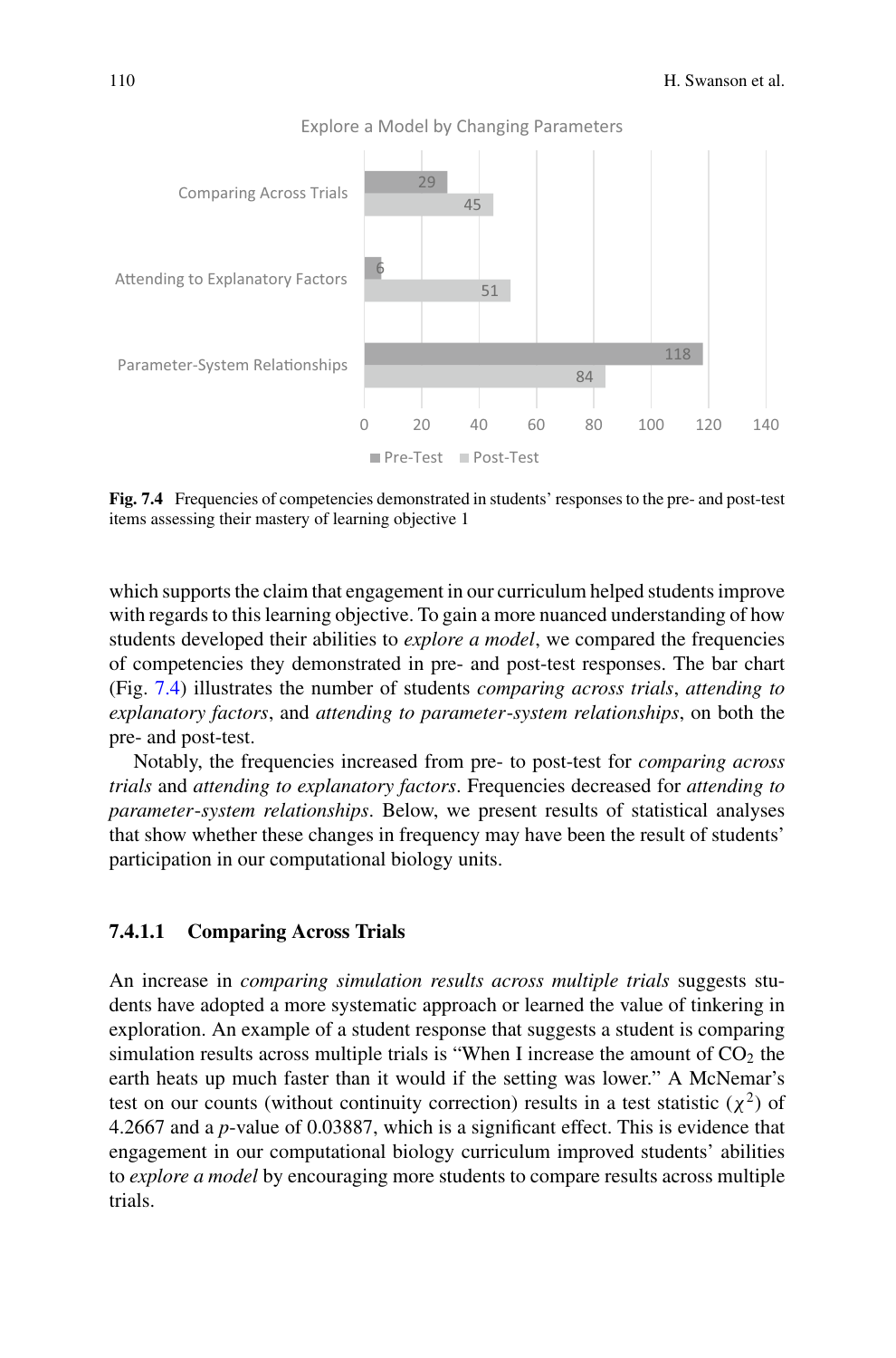Explore a Model by Changing Parameters

| | Pre-Test | Post-Test |
|---|---|---|
| Comparing Across Trials | 29 | 45 |
| Attending to Explanatory Factors | 6 | 51 |
| Parameter-System Relationships | 118 | 84 |

**Fig. 7.4** Frequencies of competencies demonstrated in students' responses to the pre- and post-test items assessing their mastery of learning objective 1

which supports the claim that engagement in our curriculum helped students improve with regards to this learning objective. To gain a more nuanced understanding of how students developed their abilities to *explore a model*, we compared the frequencies of competencies they demonstrated in pre- and post-test responses. The bar chart (Fig. 7.4) illustrates the number of students *comparing across trials*, *attending to explanatory factors*, and *attending to parameter-system relationships*, on both the pre- and post-test.

Notably, the frequencies increased from pre- to post-test for *comparing across trials* and *attending to explanatory factors*. Frequencies decreased for *attending to parameter-system relationships*. Below, we present results of statistical analyses that show whether these changes in frequency may have been the result of students' participation in our computational biology units.

#### 7.4.1.1 Comparing Across Trials

An increase in *comparing simulation results across multiple trials* suggests students have adopted a more systematic approach or learned the value of tinkering in exploration. An example of a student response that suggests a student is comparing simulation results across multiple trials is "When I increase the amount of $CO_2$ the earth heats up much faster than it would if the setting was lower." A McNemar's test on our counts (without continuity correction) results in a test statistic ($\chi^2$) of 4.2667 and a $p$-value of 0.03887, which is a significant effect. This is evidence that engagement in our computational biology curriculum improved students' abilities to *explore a model* by encouraging more students to compare results across multiple trials.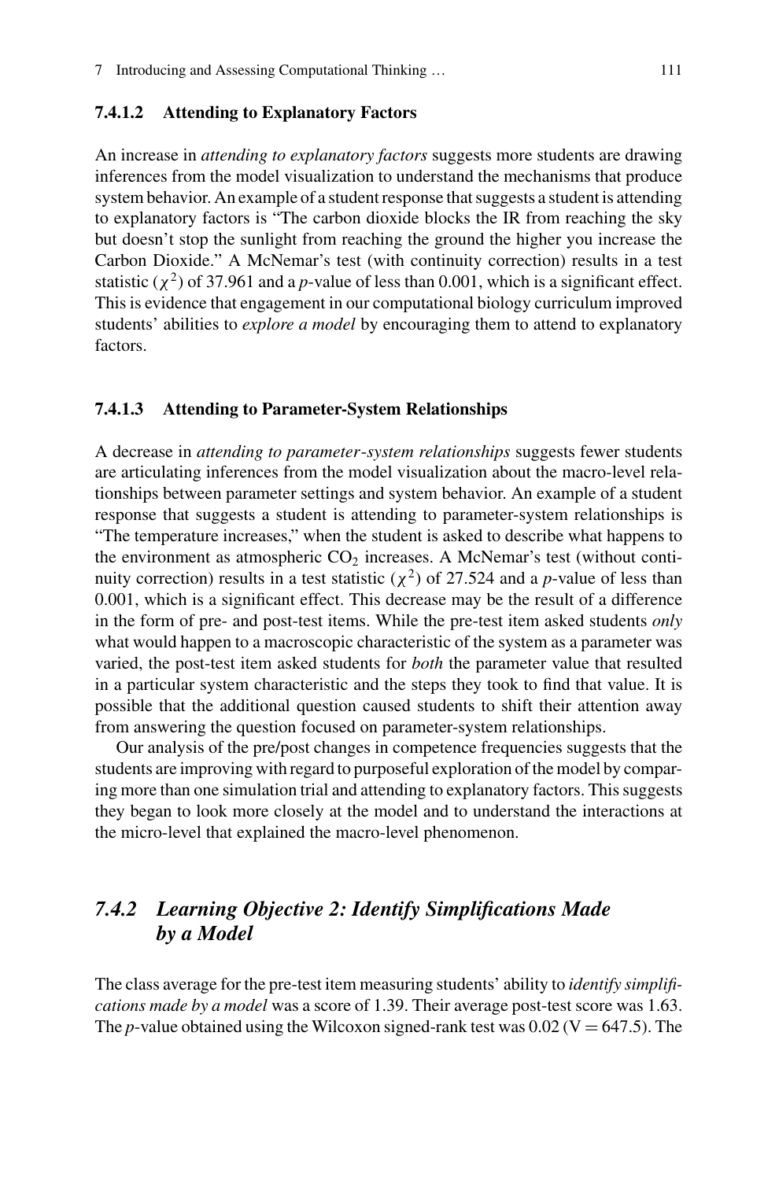#### 7.4.1.2 Attending to Explanatory Factors

An increase in *attending to explanatory factors* suggests more students are drawing inferences from the model visualization to understand the mechanisms that produce system behavior. An example of a student response that suggests a student is attending to explanatory factors is "The carbon dioxide blocks the IR from reaching the sky but doesn't stop the sunlight from reaching the ground the higher you increase the Carbon Dioxide." A McNemar's test (with continuity correction) results in a test statistic ($\chi^2$) of 37.961 and a *p*-value of less than 0.001, which is a significant effect. This is evidence that engagement in our computational biology curriculum improved students' abilities to *explore a model* by encouraging them to attend to explanatory factors.

#### 7.4.1.3 Attending to Parameter-System Relationships

A decrease in *attending to parameter-system relationships* suggests fewer students are articulating inferences from the model visualization about the macro-level relationships between parameter settings and system behavior. An example of a student response that suggests a student is attending to parameter-system relationships is "The temperature increases," when the student is asked to describe what happens to the environment as atmospheric $CO_2$ increases. A McNemar's test (without continuity correction) results in a test statistic ($\chi^2$) of 27.524 and a *p*-value of less than 0.001, which is a significant effect. This decrease may be the result of a difference in the form of pre- and post-test items. While the pre-test item asked students *only* what would happen to a macroscopic characteristic of the system as a parameter was varied, the post-test item asked students for *both* the parameter value that resulted in a particular system characteristic and the steps they took to find that value. It is possible that the additional question caused students to shift their attention away from answering the question focused on parameter-system relationships.

Our analysis of the pre/post changes in competence frequencies suggests that the students are improving with regard to purposeful exploration of the model by comparing more than one simulation trial and attending to explanatory factors. This suggests they began to look more closely at the model and to understand the interactions at the micro-level that explained the macro-level phenomenon.

### *7.4.2 Learning Objective 2: Identify Simplifications Made by a Model*

The class average for the pre-test item measuring students' ability to *identify simplifications made by a model* was a score of 1.39. Their average post-test score was 1.63. The *p*-value obtained using the Wilcoxon signed-rank test was 0.02 ($V = 647.5$). The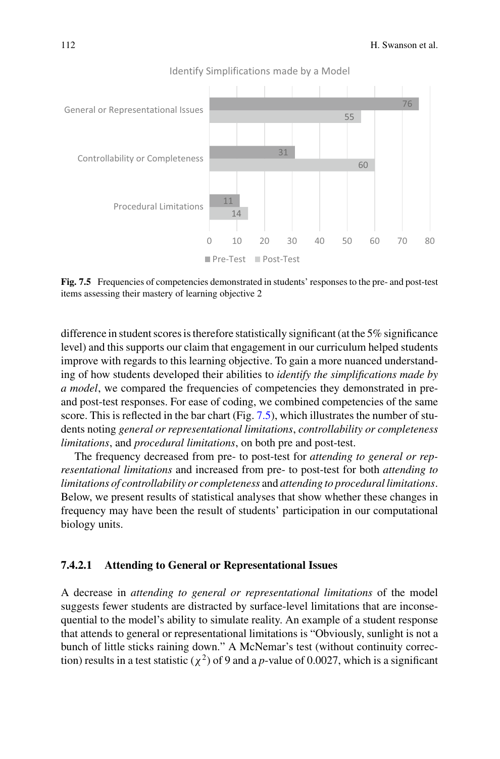Identify Simplifications made by a Model

| | Pre-Test | Post-Test |
|---|---|---|
| General or Representational Issues | 76 | 55 |
| Controllability or Completeness | 31 | 60 |
| Procedural Limitations | 11 | 14 |

**Fig. 7.5** Frequencies of competencies demonstrated in students' responses to the pre- and post-test items assessing their mastery of learning objective 2

difference in student scores is therefore statistically significant (at the 5% significance level) and this supports our claim that engagement in our curriculum helped students improve with regards to this learning objective. To gain a more nuanced understanding of how students developed their abilities to *identify the simplifications made by a model*, we compared the frequencies of competencies they demonstrated in pre- and post-test responses. For ease of coding, we combined competencies of the same score. This is reflected in the bar chart (Fig. 7.5), which illustrates the number of students noting *general or representational limitations*, *controllability or completeness limitations*, and *procedural limitations*, on both pre and post-test.

The frequency decreased from pre- to post-test for *attending to general or representational limitations* and increased from pre- to post-test for both *attending to limitations of controllability or completeness* and *attending to procedural limitations*. Below, we present results of statistical analyses that show whether these changes in frequency may have been the result of students' participation in our computational biology units.

#### 7.4.2.1 Attending to General or Representational Issues

A decrease in *attending to general or representational limitations* of the model suggests fewer students are distracted by surface-level limitations that are inconsequential to the model's ability to simulate reality. An example of a student response that attends to general or representational limitations is "Obviously, sunlight is not a bunch of little sticks raining down." A McNemar's test (without continuity correction) results in a test statistic ($\chi^2$) of 9 and a *p*-value of 0.0027, which is a significant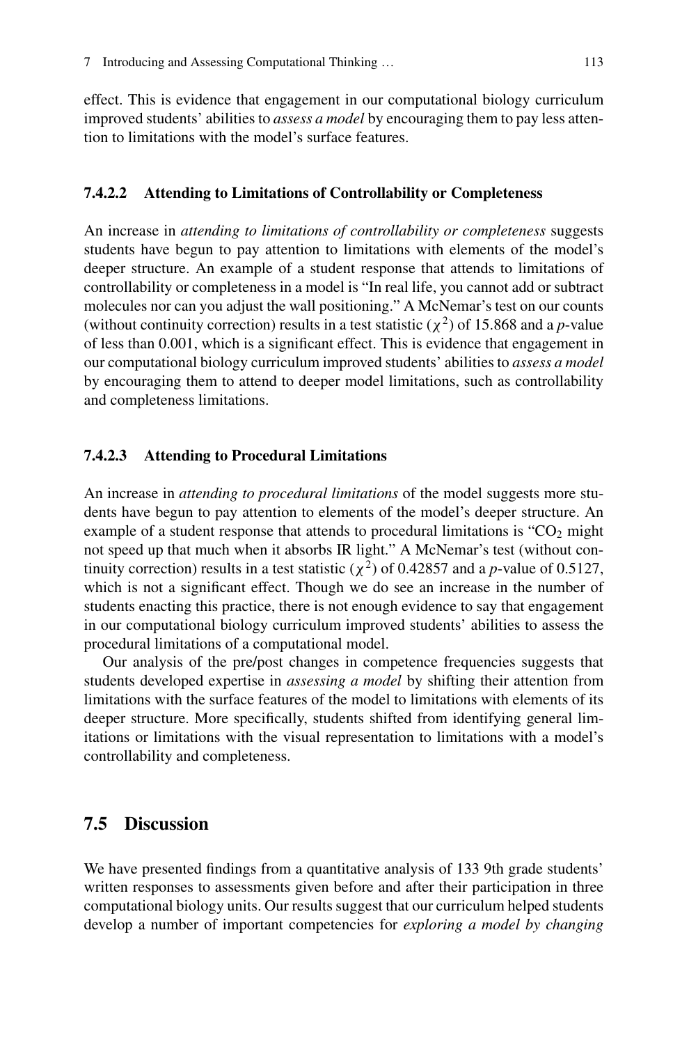effect. This is evidence that engagement in our computational biology curriculum improved students' abilities to *assess a model* by encouraging them to pay less attention to limitations with the model's surface features.

#### 7.4.2.2 Attending to Limitations of Controllability or Completeness

An increase in *attending to limitations of controllability or completeness* suggests students have begun to pay attention to limitations with elements of the model's deeper structure. An example of a student response that attends to limitations of controllability or completeness in a model is "In real life, you cannot add or subtract molecules nor can you adjust the wall positioning." A McNemar's test on our counts (without continuity correction) results in a test statistic ($\chi^2$) of 15.868 and a $p$-value of less than 0.001, which is a significant effect. This is evidence that engagement in our computational biology curriculum improved students' abilities to *assess a model* by encouraging them to attend to deeper model limitations, such as controllability and completeness limitations.

#### 7.4.2.3 Attending to Procedural Limitations

An increase in *attending to procedural limitations* of the model suggests more students have begun to pay attention to elements of the model's deeper structure. An example of a student response that attends to procedural limitations is "$CO_2$ might not speed up that much when it absorbs IR light." A McNemar's test (without continuity correction) results in a test statistic ($\chi^2$) of 0.42857 and a $p$-value of 0.5127, which is not a significant effect. Though we do see an increase in the number of students enacting this practice, there is not enough evidence to say that engagement in our computational biology curriculum improved students' abilities to assess the procedural limitations of a computational model.

Our analysis of the pre/post changes in competence frequencies suggests that students developed expertise in *assessing a model* by shifting their attention from limitations with the surface features of the model to limitations with elements of its deeper structure. More specifically, students shifted from identifying general limitations or limitations with the visual representation to limitations with a model's controllability and completeness.

## 7.5 Discussion

We have presented findings from a quantitative analysis of 133 9th grade students' written responses to assessments given before and after their participation in three computational biology units. Our results suggest that our curriculum helped students develop a number of important competencies for *exploring a model by changing*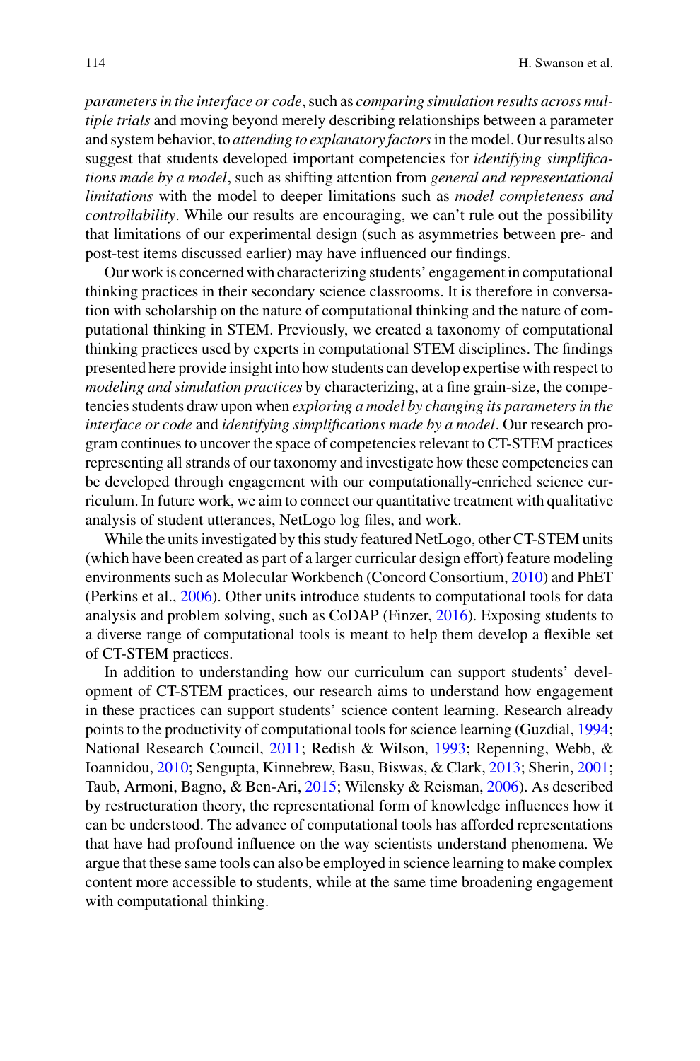*parameters in the interface or code*, such as *comparing simulation results across multiple trials* and moving beyond merely describing relationships between a parameter and system behavior, to *attending to explanatory factors* in the model. Our results also suggest that students developed important competencies for *identifying simplifications made by a model*, such as shifting attention from *general and representational limitations* with the model to deeper limitations such as *model completeness and controllability*. While our results are encouraging, we can't rule out the possibility that limitations of our experimental design (such as asymmetries between pre- and post-test items discussed earlier) may have influenced our findings.

Our work is concerned with characterizing students' engagement in computational thinking practices in their secondary science classrooms. It is therefore in conversation with scholarship on the nature of computational thinking and the nature of computational thinking in STEM. Previously, we created a taxonomy of computational thinking practices used by experts in computational STEM disciplines. The findings presented here provide insight into how students can develop expertise with respect to *modeling and simulation practices* by characterizing, at a fine grain-size, the competencies students draw upon when *exploring a model by changing its parameters in the interface or code* and *identifying simplifications made by a model*. Our research program continues to uncover the space of competencies relevant to CT-STEM practices representing all strands of our taxonomy and investigate how these competencies can be developed through engagement with our computationally-enriched science curriculum. In future work, we aim to connect our quantitative treatment with qualitative analysis of student utterances, NetLogo log files, and work.

While the units investigated by this study featured NetLogo, other CT-STEM units (which have been created as part of a larger curricular design effort) feature modeling environments such as Molecular Workbench (Concord Consortium, 2010) and PhET (Perkins et al., 2006). Other units introduce students to computational tools for data analysis and problem solving, such as CoDAP (Finzer, 2016). Exposing students to a diverse range of computational tools is meant to help them develop a flexible set of CT-STEM practices.

In addition to understanding how our curriculum can support students' development of CT-STEM practices, our research aims to understand how engagement in these practices can support students' science content learning. Research already points to the productivity of computational tools for science learning (Guzdial, 1994; National Research Council, 2011; Redish & Wilson, 1993; Repenning, Webb, & Ioannidou, 2010; Sengupta, Kinnebrew, Basu, Biswas, & Clark, 2013; Sherin, 2001; Taub, Armoni, Bagno, & Ben-Ari, 2015; Wilensky & Reisman, 2006). As described by restructuration theory, the representational form of knowledge influences how it can be understood. The advance of computational tools has afforded representations that have had profound influence on the way scientists understand phenomena. We argue that these same tools can also be employed in science learning to make complex content more accessible to students, while at the same time broadening engagement with computational thinking.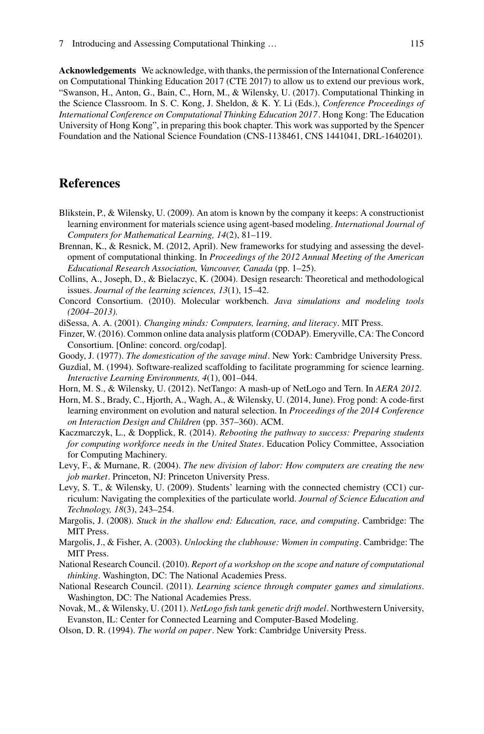**Acknowledgements** We acknowledge, with thanks, the permission of the International Conference on Computational Thinking Education 2017 (CTE 2017) to allow us to extend our previous work, "Swanson, H., Anton, G., Bain, C., Horn, M., & Wilensky, U. (2017). Computational Thinking in the Science Classroom. In S. C. Kong, J. Sheldon, & K. Y. Li (Eds.), *Conference Proceedings of International Conference on Computational Thinking Education 2017*. Hong Kong: The Education University of Hong Kong", in preparing this book chapter. This work was supported by the Spencer Foundation and the National Science Foundation (CNS-1138461, CNS 1441041, DRL-1640201).

## References

Blikstein, P., & Wilensky, U. (2009). An atom is known by the company it keeps: A constructionist learning environment for materials science using agent-based modeling. *International Journal of Computers for Mathematical Learning, 14*(2), 81–119.

Brennan, K., & Resnick, M. (2012, April). New frameworks for studying and assessing the development of computational thinking. In *Proceedings of the 2012 Annual Meeting of the American Educational Research Association, Vancouver, Canada* (pp. 1–25).

Collins, A., Joseph, D., & Bielaczyc, K. (2004). Design research: Theoretical and methodological issues. *Journal of the learning sciences, 13*(1), 15–42.

Concord Consortium. (2010). Molecular workbench. *Java simulations and modeling tools (2004–2013).*

diSessa, A. A. (2001). *Changing minds: Computers, learning, and literacy*. MIT Press.

Finzer, W. (2016). Common online data analysis platform (CODAP). Emeryville, CA: The Concord Consortium. [Online: concord. org/codap].

Goody, J. (1977). *The domestication of the savage mind*. New York: Cambridge University Press.

Guzdial, M. (1994). Software-realized scaffolding to facilitate programming for science learning. *Interactive Learning Environments, 4*(1), 001–044.

Horn, M. S., & Wilensky, U. (2012). NetTango: A mash-up of NetLogo and Tern. In *AERA 2012*.

Horn, M. S., Brady, C., Hjorth, A., Wagh, A., & Wilensky, U. (2014, June). Frog pond: A code-first learning environment on evolution and natural selection. In *Proceedings of the 2014 Conference on Interaction Design and Children* (pp. 357–360). ACM.

Kaczmarczyk, L., & Dopplick, R. (2014). *Rebooting the pathway to success: Preparing students for computing workforce needs in the United States*. Education Policy Committee, Association for Computing Machinery.

Levy, F., & Murnane, R. (2004). *The new division of labor: How computers are creating the new job market*. Princeton, NJ: Princeton University Press.

Levy, S. T., & Wilensky, U. (2009). Students' learning with the connected chemistry (CC1) curriculum: Navigating the complexities of the particulate world. *Journal of Science Education and Technology, 18*(3), 243–254.

Margolis, J. (2008). *Stuck in the shallow end: Education, race, and computing*. Cambridge: The MIT Press.

Margolis, J., & Fisher, A. (2003). *Unlocking the clubhouse: Women in computing*. Cambridge: The MIT Press.

National Research Council. (2010). *Report of a workshop on the scope and nature of computational thinking*. Washington, DC: The National Academies Press.

National Research Council. (2011). *Learning science through computer games and simulations*. Washington, DC: The National Academies Press.

Novak, M., & Wilensky, U. (2011). *NetLogo fish tank genetic drift model*. Northwestern University, Evanston, IL: Center for Connected Learning and Computer-Based Modeling.

Olson, D. R. (1994). *The world on paper*. New York: Cambridge University Press.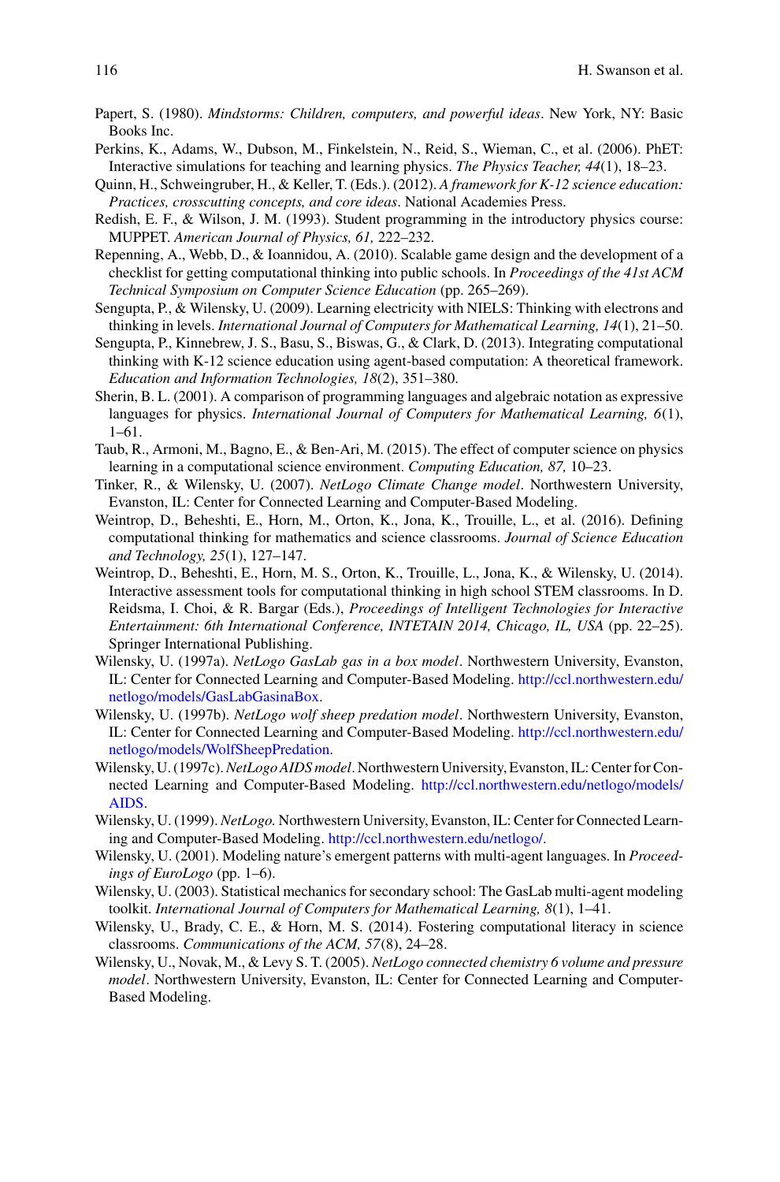Papert, S. (1980). *Mindstorms: Children, computers, and powerful ideas*. New York, NY: Basic Books Inc.

Perkins, K., Adams, W., Dubson, M., Finkelstein, N., Reid, S., Wieman, C., et al. (2006). PhET: Interactive simulations for teaching and learning physics. *The Physics Teacher, 44*(1), 18–23.

Quinn, H., Schweingruber, H., & Keller, T. (Eds.). (2012). *A framework for K-12 science education: Practices, crosscutting concepts, and core ideas*. National Academies Press.

Redish, E. F., & Wilson, J. M. (1993). Student programming in the introductory physics course: MUPPET. *American Journal of Physics, 61,* 222–232.

Repenning, A., Webb, D., & Ioannidou, A. (2010). Scalable game design and the development of a checklist for getting computational thinking into public schools. In *Proceedings of the 41st ACM Technical Symposium on Computer Science Education* (pp. 265–269).

Sengupta, P., & Wilensky, U. (2009). Learning electricity with NIELS: Thinking with electrons and thinking in levels. *International Journal of Computers for Mathematical Learning, 14*(1), 21–50.

Sengupta, P., Kinnebrew, J. S., Basu, S., Biswas, G., & Clark, D. (2013). Integrating computational thinking with K-12 science education using agent-based computation: A theoretical framework. *Education and Information Technologies, 18*(2), 351–380.

Sherin, B. L. (2001). A comparison of programming languages and algebraic notation as expressive languages for physics. *International Journal of Computers for Mathematical Learning, 6*(1), 1–61.

Taub, R., Armoni, M., Bagno, E., & Ben-Ari, M. (2015). The effect of computer science on physics learning in a computational science environment. *Computing Education, 87,* 10–23.

Tinker, R., & Wilensky, U. (2007). *NetLogo Climate Change model*. Northwestern University, Evanston, IL: Center for Connected Learning and Computer-Based Modeling.

Weintrop, D., Beheshti, E., Horn, M., Orton, K., Jona, K., Trouille, L., et al. (2016). Defining computational thinking for mathematics and science classrooms. *Journal of Science Education and Technology, 25*(1), 127–147.

Weintrop, D., Beheshti, E., Horn, M. S., Orton, K., Trouille, L., Jona, K., & Wilensky, U. (2014). Interactive assessment tools for computational thinking in high school STEM classrooms. In D. Reidsma, I. Choi, & R. Bargar (Eds.), *Proceedings of Intelligent Technologies for Interactive Entertainment: 6th International Conference, INTETAIN 2014, Chicago, IL, USA* (pp. 22–25). Springer International Publishing.

Wilensky, U. (1997a). *NetLogo GasLab gas in a box model*. Northwestern University, Evanston, IL: Center for Connected Learning and Computer-Based Modeling. http://ccl.northwestern.edu/netlogo/models/GasLabGasinaBox.

Wilensky, U. (1997b). *NetLogo wolf sheep predation model*. Northwestern University, Evanston, IL: Center for Connected Learning and Computer-Based Modeling. http://ccl.northwestern.edu/netlogo/models/WolfSheepPredation.

Wilensky, U. (1997c). *NetLogo AIDS model*. Northwestern University, Evanston, IL: Center for Connected Learning and Computer-Based Modeling. http://ccl.northwestern.edu/netlogo/models/AIDS.

Wilensky, U. (1999). *NetLogo*. Northwestern University, Evanston, IL: Center for Connected Learning and Computer-Based Modeling. http://ccl.northwestern.edu/netlogo/.

Wilensky, U. (2001). Modeling nature's emergent patterns with multi-agent languages. In *Proceedings of EuroLogo* (pp. 1–6).

Wilensky, U. (2003). Statistical mechanics for secondary school: The GasLab multi-agent modeling toolkit. *International Journal of Computers for Mathematical Learning, 8*(1), 1–41.

Wilensky, U., Brady, C. E., & Horn, M. S. (2014). Fostering computational literacy in science classrooms. *Communications of the ACM, 57*(8), 24–28.

Wilensky, U., Novak, M., & Levy S. T. (2005). *NetLogo connected chemistry 6 volume and pressure model*. Northwestern University, Evanston, IL: Center for Connected Learning and Computer-Based Modeling.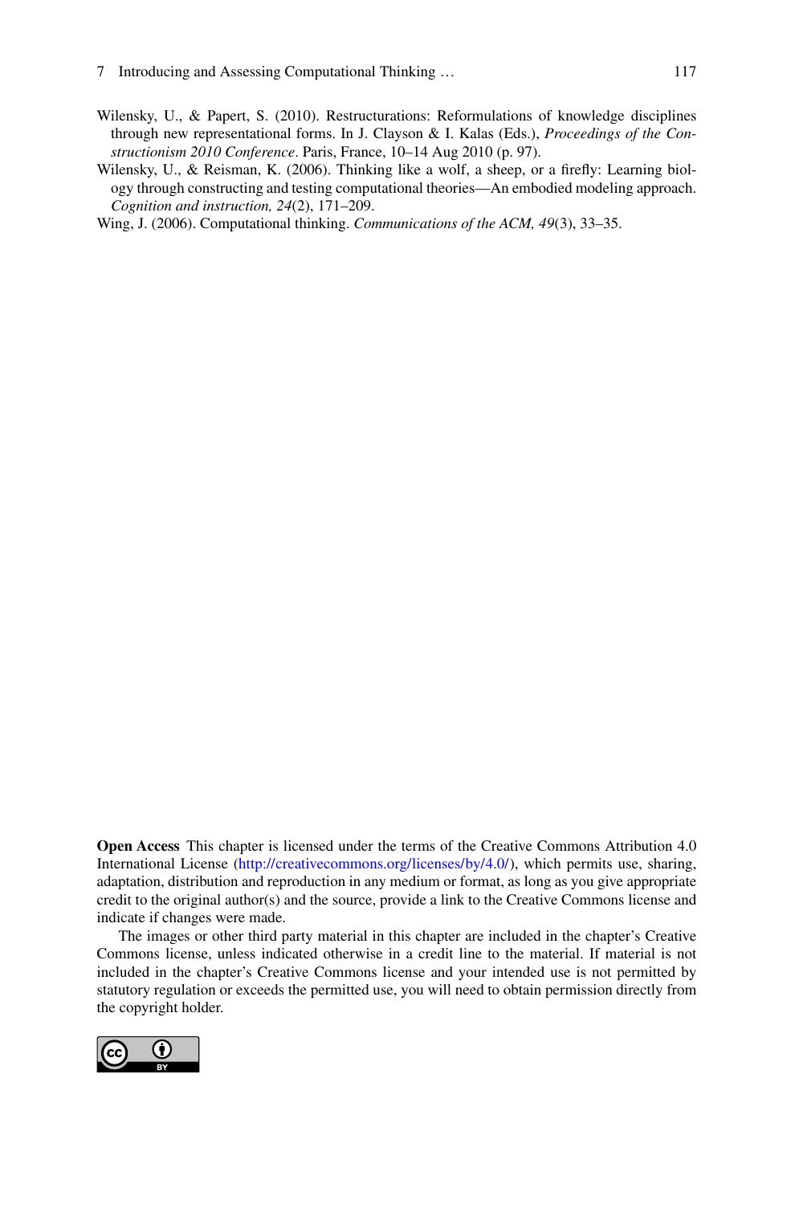Wilensky, U., & Papert, S. (2010). Restructurations: Reformulations of knowledge disciplines through new representational forms. In J. Clayson & I. Kalas (Eds.), *Proceedings of the Constructionism 2010 Conference*. Paris, France, 10–14 Aug 2010 (p. 97).

Wilensky, U., & Reisman, K. (2006). Thinking like a wolf, a sheep, or a firefly: Learning biology through constructing and testing computational theories—An embodied modeling approach. *Cognition and instruction, 24*(2), 171–209.

Wing, J. (2006). Computational thinking. *Communications of the ACM, 49*(3), 33–35.

**Open Access** This chapter is licensed under the terms of the Creative Commons Attribution 4.0 International License (http://creativecommons.org/licenses/by/4.0/), which permits use, sharing, adaptation, distribution and reproduction in any medium or format, as long as you give appropriate credit to the original author(s) and the source, provide a link to the Creative Commons license and indicate if changes were made.

The images or other third party material in this chapter are included in the chapter's Creative Commons license, unless indicated otherwise in a credit line to the material. If material is not included in the chapter's Creative Commons license and your intended use is not permitted by statutory regulation or exceeds the permitted use, you will need to obtain permission directly from the copyright holder.